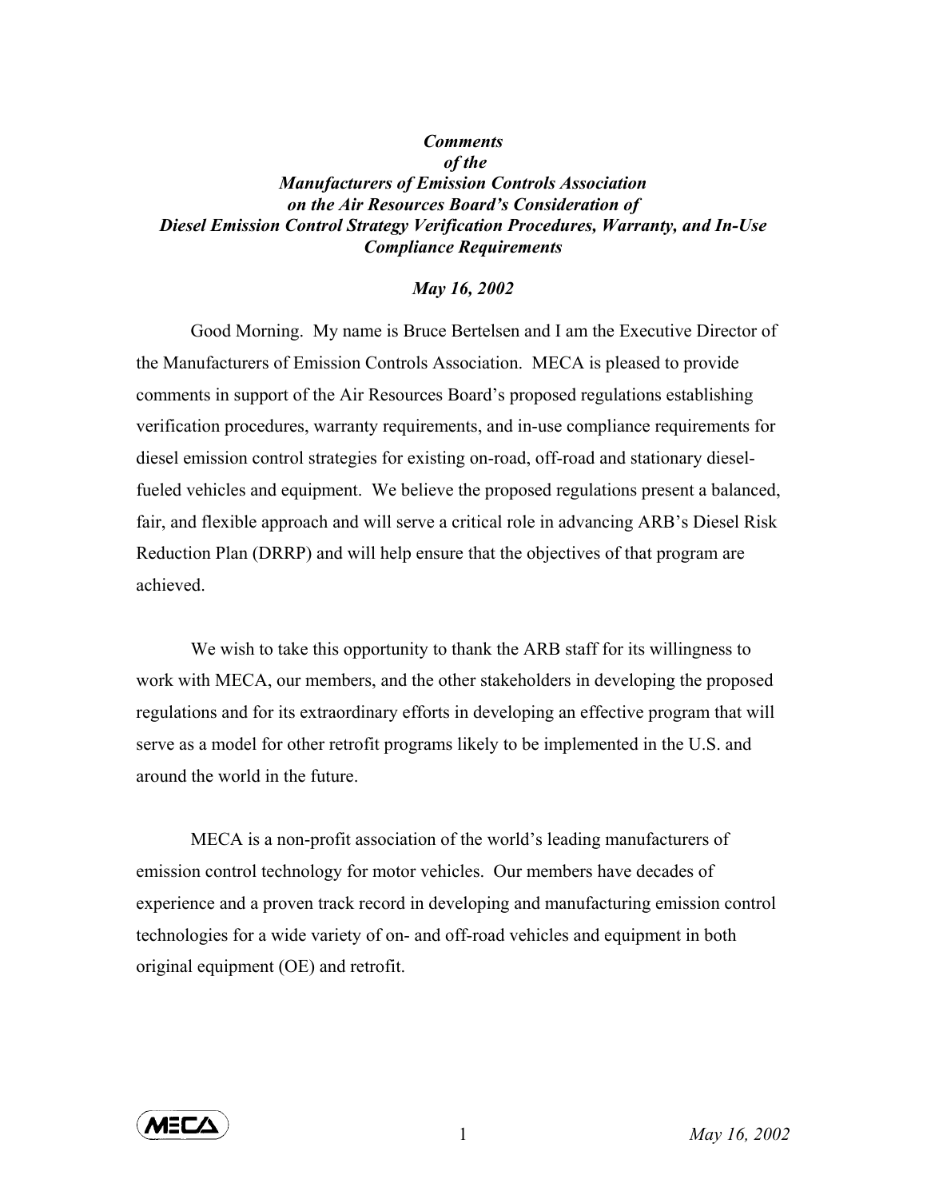***Comments***
***of the***
***Manufacturers of Emission Controls Association***
***on the Air Resources Board's Consideration of***
***Diesel Emission Control Strategy Verification Procedures, Warranty, and In-Use Compliance Requirements***

***May 16, 2002***

Good Morning. My name is Bruce Bertelsen and I am the Executive Director of the Manufacturers of Emission Controls Association. MECA is pleased to provide comments in support of the Air Resources Board's proposed regulations establishing verification procedures, warranty requirements, and in-use compliance requirements for diesel emission control strategies for existing on-road, off-road and stationary diesel-fueled vehicles and equipment. We believe the proposed regulations present a balanced, fair, and flexible approach and will serve a critical role in advancing ARB's Diesel Risk Reduction Plan (DRRP) and will help ensure that the objectives of that program are achieved.

We wish to take this opportunity to thank the ARB staff for its willingness to work with MECA, our members, and the other stakeholders in developing the proposed regulations and for its extraordinary efforts in developing an effective program that will serve as a model for other retrofit programs likely to be implemented in the U.S. and around the world in the future.

MECA is a non-profit association of the world's leading manufacturers of emission control technology for motor vehicles. Our members have decades of experience and a proven track record in developing and manufacturing emission control technologies for a wide variety of on- and off-road vehicles and equipment in both original equipment (OE) and retrofit.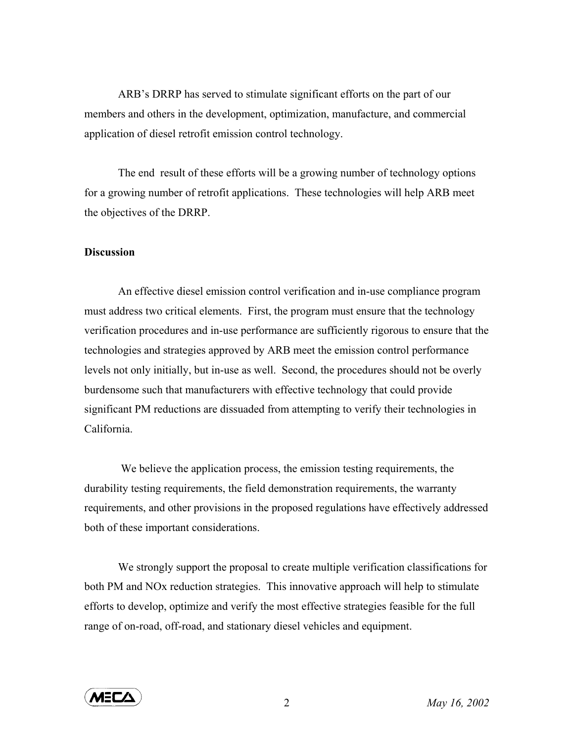ARB's DRRP has served to stimulate significant efforts on the part of our members and others in the development, optimization, manufacture, and commercial application of diesel retrofit emission control technology.

The end result of these efforts will be a growing number of technology options for a growing number of retrofit applications. These technologies will help ARB meet the objectives of the DRRP.

**Discussion**

An effective diesel emission control verification and in-use compliance program must address two critical elements. First, the program must ensure that the technology verification procedures and in-use performance are sufficiently rigorous to ensure that the technologies and strategies approved by ARB meet the emission control performance levels not only initially, but in-use as well. Second, the procedures should not be overly burdensome such that manufacturers with effective technology that could provide significant PM reductions are dissuaded from attempting to verify their technologies in California.

We believe the application process, the emission testing requirements, the durability testing requirements, the field demonstration requirements, the warranty requirements, and other provisions in the proposed regulations have effectively addressed both of these important considerations.

We strongly support the proposal to create multiple verification classifications for both PM and NOx reduction strategies. This innovative approach will help to stimulate efforts to develop, optimize and verify the most effective strategies feasible for the full range of on-road, off-road, and stationary diesel vehicles and equipment.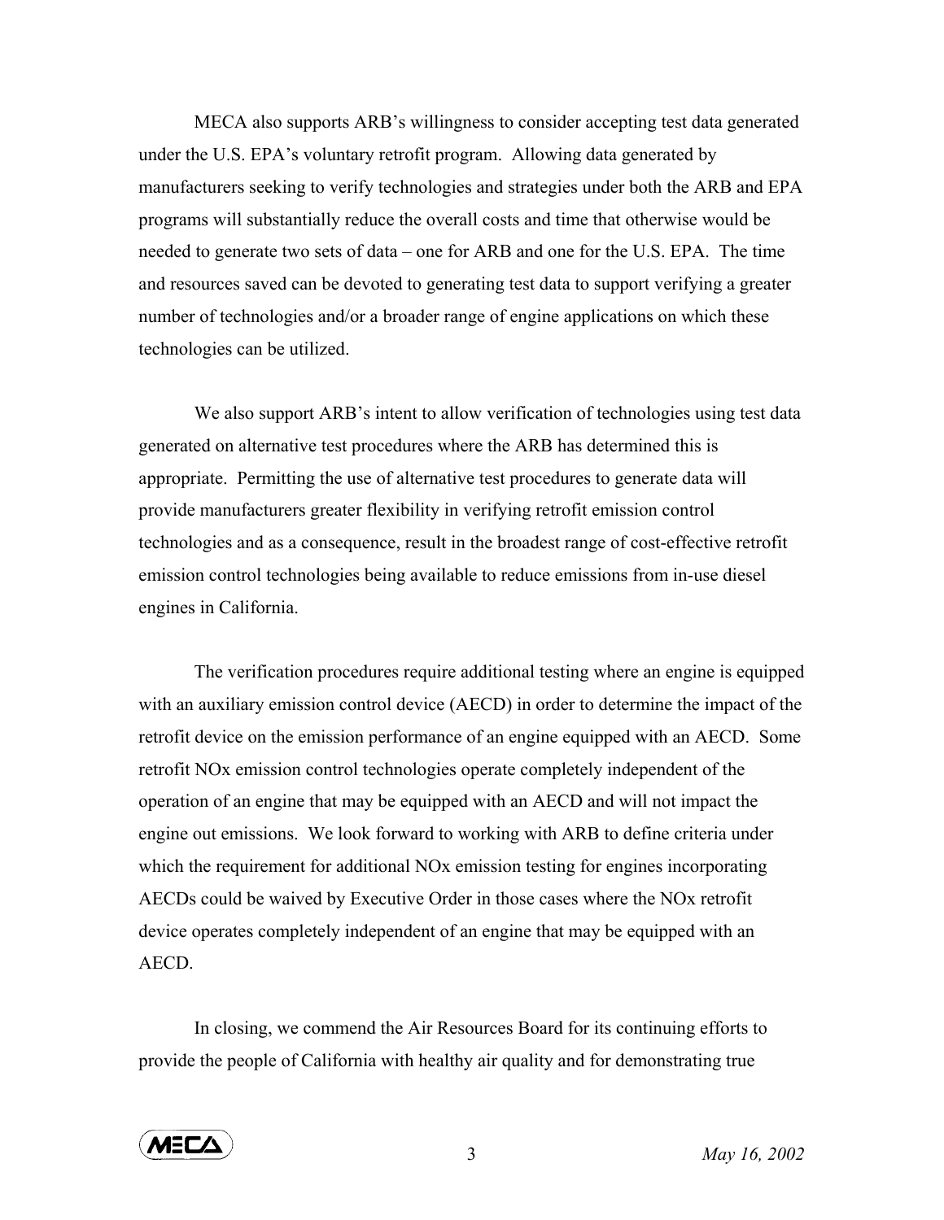MECA also supports ARB's willingness to consider accepting test data generated under the U.S. EPA's voluntary retrofit program. Allowing data generated by manufacturers seeking to verify technologies and strategies under both the ARB and EPA programs will substantially reduce the overall costs and time that otherwise would be needed to generate two sets of data – one for ARB and one for the U.S. EPA. The time and resources saved can be devoted to generating test data to support verifying a greater number of technologies and/or a broader range of engine applications on which these technologies can be utilized.

We also support ARB's intent to allow verification of technologies using test data generated on alternative test procedures where the ARB has determined this is appropriate. Permitting the use of alternative test procedures to generate data will provide manufacturers greater flexibility in verifying retrofit emission control technologies and as a consequence, result in the broadest range of cost-effective retrofit emission control technologies being available to reduce emissions from in-use diesel engines in California.

The verification procedures require additional testing where an engine is equipped with an auxiliary emission control device (AECD) in order to determine the impact of the retrofit device on the emission performance of an engine equipped with an AECD. Some retrofit NOx emission control technologies operate completely independent of the operation of an engine that may be equipped with an AECD and will not impact the engine out emissions. We look forward to working with ARB to define criteria under which the requirement for additional NOx emission testing for engines incorporating AECDs could be waived by Executive Order in those cases where the NOx retrofit device operates completely independent of an engine that may be equipped with an AECD.

In closing, we commend the Air Resources Board for its continuing efforts to provide the people of California with healthy air quality and for demonstrating true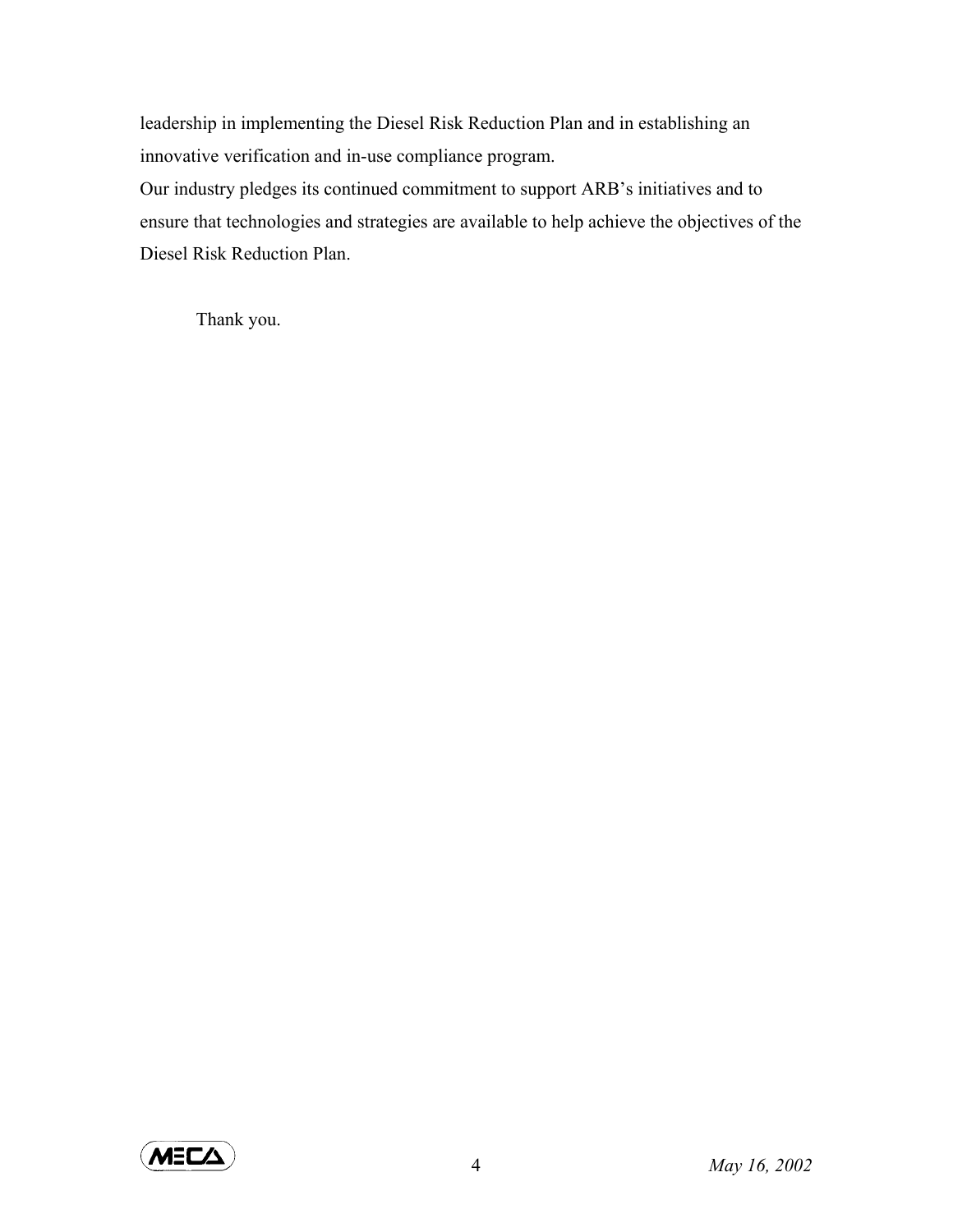leadership in implementing the Diesel Risk Reduction Plan and in establishing an innovative verification and in-use compliance program.

Our industry pledges its continued commitment to support ARB's initiatives and to ensure that technologies and strategies are available to help achieve the objectives of the Diesel Risk Reduction Plan.

Thank you.